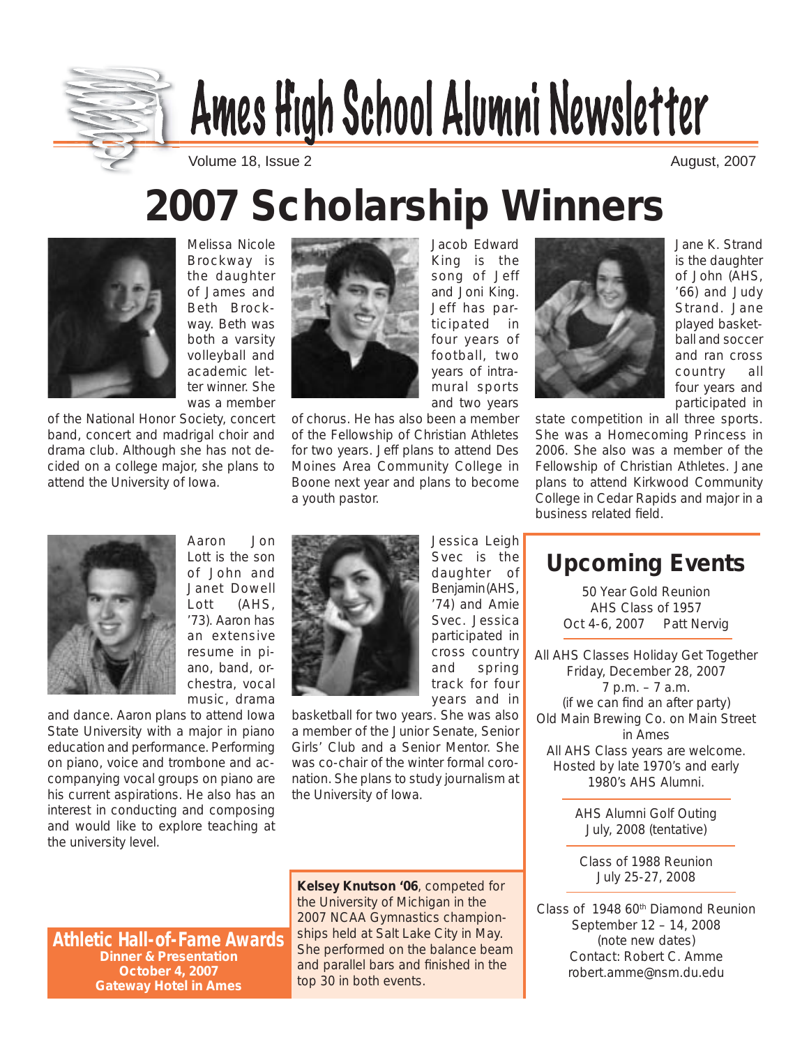# Ames High School Alumni Newsletter

Volume 18, Issue 2 August, 2007

# 2007 Scholarship Winners

Melissa Nicole Brockway is the daughter of James and Beth Brockway. Beth was both a varsity volleyball and academic letter winner. She was a member of the National Honor Society, concert band, concert and madrigal choir and drama club. Although she has not decided on a college major, she plans to attend the University of Iowa.

Jacob Edward King is the song of Jeff and Joni King. Jeff has participated in four years of football, two years of intramural sports and two years of chorus. He has also been a member of the Fellowship of Christian Athletes for two years. Jeff plans to attend Des Moines Area Community College in Boone next year and plans to become a youth pastor.

Jane K. Strand is the daughter of John (AHS, '66) and Judy Strand. Jane played basketball and soccer and ran cross country all four years and participated in state competition in all three sports. She was a Homecoming Princess in 2006. She also was a member of the Fellowship of Christian Athletes. Jane plans to attend Kirkwood Community College in Cedar Rapids and major in a business related field.

Aaron Jon Lott is the son of John and Janet Dowell Lott (AHS, '73). Aaron has an extensive resume in piano, band, orchestra, vocal music, drama and dance. Aaron plans to attend Iowa State University with a major in piano education and performance. Performing on piano, voice and trombone and accompanying vocal groups on piano are his current aspirations. He also has an interest in conducting and composing and would like to explore teaching at the university level.

Jessica Leigh Svec is the daughter of Benjamin (AHS, '74) and Amie Svec. Jessica participated in cross country and spring track for four years and in basketball for two years. She was also a member of the Junior Senate, Senior Girls' Club and a Senior Mentor. She was co-chair of the winter formal coronation. She plans to study journalism at the University of Iowa.

## Upcoming Events

50 Year Gold Reunion
AHS Class of 1957
Oct 4-6, 2007 Patt Nervig

All AHS Classes Holiday Get Together
Friday, December 28, 2007
7 p.m. – 7 a.m.
(if we can find an after party)
Old Main Brewing Co. on Main Street in Ames
All AHS Class years are welcome.
Hosted by late 1970's and early 1980's AHS Alumni.

AHS Alumni Golf Outing
July, 2008 (tentative)

Class of 1988 Reunion
July 25-27, 2008

Class of 1948 60th Diamond Reunion
September 12 – 14, 2008
(note new dates)
Contact: Robert C. Amme
robert.amme@nsm.du.edu

**Kelsey Knutson '06**, competed for the University of Michigan in the 2007 NCAA Gymnastics championships held at Salt Lake City in May. She performed on the balance beam and parallel bars and finished in the top 30 in both events.

## Athletic Hall-of-Fame Awards

**Dinner & Presentation**
**October 4, 2007**
**Gateway Hotel in Ames**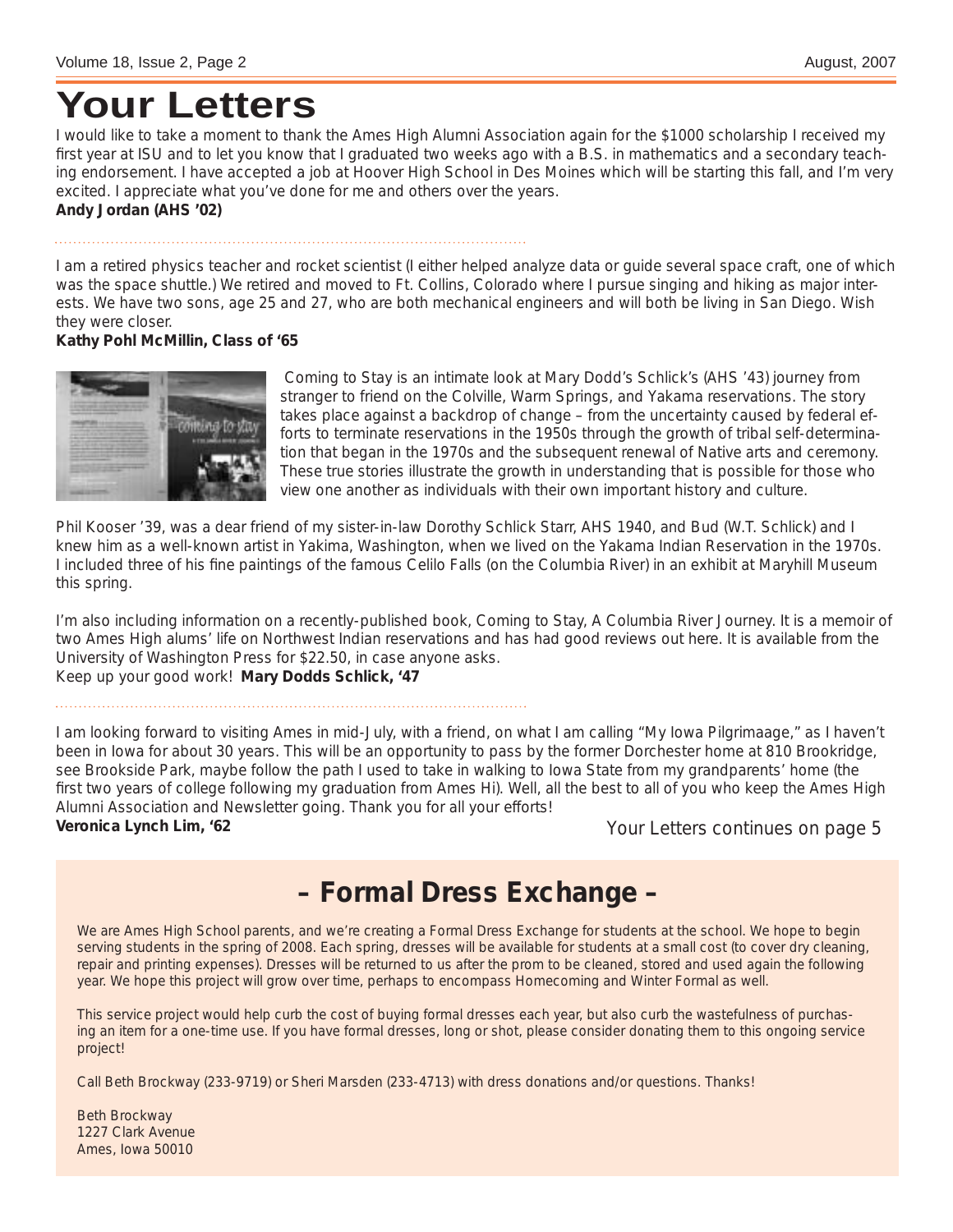# Your Letters

I would like to take a moment to thank the Ames High Alumni Association again for the $1000 scholarship I received my first year at ISU and to let you know that I graduated two weeks ago with a B.S. in mathematics and a secondary teaching endorsement. I have accepted a job at Hoover High School in Des Moines which will be starting this fall, and I'm very excited. I appreciate what you've done for me and others over the years.

**Andy Jordan (AHS '02)**

---

I am a retired physics teacher and rocket scientist (I either helped analyze data or guide several space craft, one of which was the space shuttle.) We retired and moved to Ft. Collins, Colorado where I pursue singing and hiking as major interests. We have two sons, age 25 and 27, who are both mechanical engineers and will both be living in San Diego. Wish they were closer.

**Kathy Pohl McMillin, Class of '65**

Coming to Stay is an intimate look at Mary Dodd's Schlick's (AHS '43) journey from stranger to friend on the Colville, Warm Springs, and Yakama reservations. The story takes place against a backdrop of change – from the uncertainty caused by federal efforts to terminate reservations in the 1950s through the growth of tribal self-determination that began in the 1970s and the subsequent renewal of Native arts and ceremony. These true stories illustrate the growth in understanding that is possible for those who view one another as individuals with their own important history and culture.

Phil Kooser '39, was a dear friend of my sister-in-law Dorothy Schlick Starr, AHS 1940, and Bud (W.T. Schlick) and I knew him as a well-known artist in Yakima, Washington, when we lived on the Yakama Indian Reservation in the 1970s. I included three of his fine paintings of the famous Celilo Falls (on the Columbia River) in an exhibit at Maryhill Museum this spring.

I'm also including information on a recently-published book, Coming to Stay, A Columbia River Journey. It is a memoir of two Ames High alums' life on Northwest Indian reservations and has had good reviews out here. It is available from the University of Washington Press for $22.50, in case anyone asks.

Keep up your good work! **Mary Dodds Schlick, '47**

---

I am looking forward to visiting Ames in mid-July, with a friend, on what I am calling "My Iowa Pilgrimaage," as I haven't been in Iowa for about 30 years. This will be an opportunity to pass by the former Dorchester home at 810 Brookridge, see Brookside Park, maybe follow the path I used to take in walking to Iowa State from my grandparents' home (the first two years of college following my graduation from Ames Hi). Well, all the best to all of you who keep the Ames High Alumni Association and Newsletter going. Thank you for all your efforts!

**Veronica Lynch Lim, '62**

Your Letters continues on page 5

## – Formal Dress Exchange –

We are Ames High School parents, and we're creating a Formal Dress Exchange for students at the school. We hope to begin serving students in the spring of 2008. Each spring, dresses will be available for students at a small cost (to cover dry cleaning, repair and printing expenses). Dresses will be returned to us after the prom to be cleaned, stored and used again the following year. We hope this project will grow over time, perhaps to encompass Homecoming and Winter Formal as well.

This service project would help curb the cost of buying formal dresses each year, but also curb the wastefulness of purchasing an item for a one-time use. If you have formal dresses, long or shot, please consider donating them to this ongoing service project!

Call Beth Brockway (233-9719) or Sheri Marsden (233-4713) with dress donations and/or questions. Thanks!

Beth Brockway
1227 Clark Avenue
Ames, Iowa 50010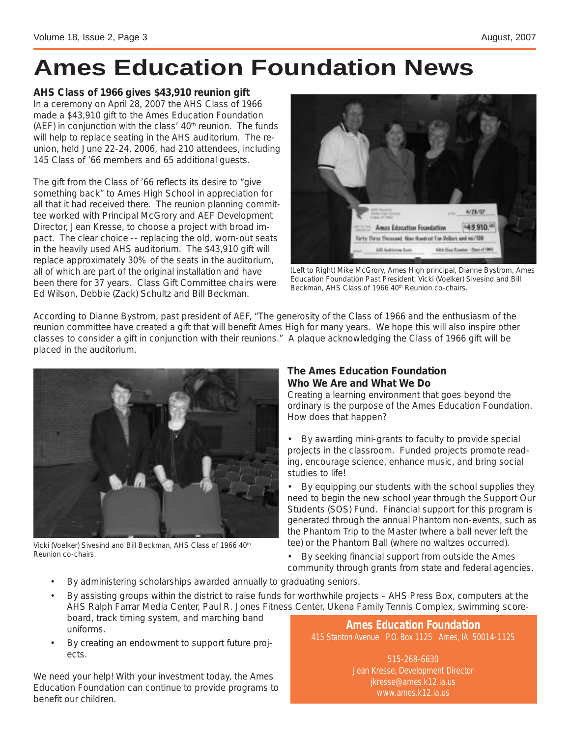# Ames Education Foundation News

**AHS Class of 1966 gives $43,910 reunion gift**

In a ceremony on April 28, 2007 the AHS Class of 1966 made a $43,910 gift to the Ames Education Foundation (AEF) in conjunction with the class' 40th reunion. The funds will help to replace seating in the AHS auditorium. The reunion, held June 22-24, 2006, had 210 attendees, including 145 Class of '66 members and 65 additional guests.

The gift from the Class of '66 reflects its desire to "give something back" to Ames High School in appreciation for all that it had received there. The reunion planning committee worked with Principal McGrory and AEF Development Director, Jean Kresse, to choose a project with broad impact. The clear choice -- replacing the old, worn-out seats in the heavily used AHS auditorium. The $43,910 gift will replace approximately 30% of the seats in the auditorium, all of which are part of the original installation and have been there for 37 years. Class Gift Committee chairs were Ed Wilson, Debbie (Zack) Schultz and Bill Beckman.

(Left to Right) Mike McGrory, Ames High principal, Dianne Bystrom, Ames Education Foundation Past President, Vicki (Voelker) Sivesind and Bill Beckman, AHS Class of 1966 40th Reunion co-chairs.

According to Dianne Bystrom, past president of AEF, "The generosity of the Class of 1966 and the enthusiasm of the reunion committee have created a gift that will benefit Ames High for many years. We hope this will also inspire other classes to consider a gift in conjunction with their reunions." A plaque acknowledging the Class of 1966 gift will be placed in the auditorium.

Vicki (Voelker) Sivesind and Bill Beckman, AHS Class of 1966 40th Reunion co-chairs.

**The Ames Education Foundation**
**Who We Are and What We Do**

Creating a learning environment that goes beyond the ordinary is the purpose of the Ames Education Foundation. How does that happen?

- By awarding mini-grants to faculty to provide special projects in the classroom. Funded projects promote reading, encourage science, enhance music, and bring social studies to life!
- By equipping our students with the school supplies they need to begin the new school year through the Support Our Students (SOS) Fund. Financial support for this program is generated through the annual Phantom non-events, such as the Phantom Trip to the Master (where a ball never left the tee) or the Phantom Ball (where no waltzes occurred).
- By seeking financial support from outside the Ames community through grants from state and federal agencies.
- By administering scholarships awarded annually to graduating seniors.
- By assisting groups within the district to raise funds for worthwhile projects – AHS Press Box, computers at the AHS Ralph Farrar Media Center, Paul R. Jones Fitness Center, Ukena Family Tennis Complex, swimming scoreboard, track timing system, and marching band uniforms.
- By creating an endowment to support future projects.

We need your help! With your investment today, the Ames Education Foundation can continue to provide programs to benefit our children.

**Ames Education Foundation**
415 Stanton Avenue P.O. Box 1125 Ames, IA 50014-1125

515-268-6630
Jean Kresse, Development Director
jkresse@ames.k12.ia.us
www.ames.k12.ia.us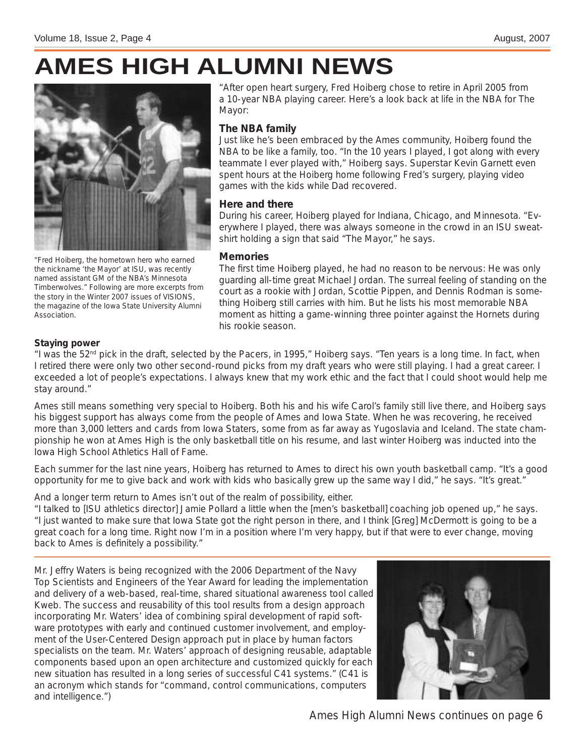# AMES HIGH ALUMNI NEWS

"Fred Hoiberg, the hometown hero who earned the nickname 'the Mayor' at ISU, was recently named assistant GM of the NBA's Minnesota Timberwolves." Following are more excerpts from the story in the Winter 2007 issues of VISIONS, the magazine of the Iowa State University Alumni Association.

"After open heart surgery, Fred Hoiberg chose to retire in April 2005 from a 10-year NBA playing career. Here's a look back at life in the NBA for The Mayor:

**The NBA family**

Just like he's been embraced by the Ames community, Hoiberg found the NBA to be like a family, too. "In the 10 years I played, I got along with every teammate I ever played with," Hoiberg says. Superstar Kevin Garnett even spent hours at the Hoiberg home following Fred's surgery, playing video games with the kids while Dad recovered.

**Here and there**

During his career, Hoiberg played for Indiana, Chicago, and Minnesota. "Everywhere I played, there was always someone in the crowd in an ISU sweatshirt holding a sign that said "The Mayor," he says.

**Memories**

The first time Hoiberg played, he had no reason to be nervous: He was only guarding all-time great Michael Jordan. The surreal feeling of standing on the court as a rookie with Jordan, Scottie Pippen, and Dennis Rodman is something Hoiberg still carries with him. But he lists his most memorable NBA moment as hitting a game-winning three pointer against the Hornets during his rookie season.

**Staying power**

"I was the 52nd pick in the draft, selected by the Pacers, in 1995," Hoiberg says. "Ten years is a long time. In fact, when I retired there were only two other second-round picks from my draft years who were still playing. I had a great career. I exceeded a lot of people's expectations. I always knew that my work ethic and the fact that I could shoot would help me stay around."

Ames still means something very special to Hoiberg. Both his and his wife Carol's family still live there, and Hoiberg says his biggest support has always come from the people of Ames and Iowa State. When he was recovering, he received more than 3,000 letters and cards from Iowa Staters, some from as far away as Yugoslavia and Iceland. The state championship he won at Ames High is the only basketball title on his resume, and last winter Hoiberg was inducted into the Iowa High School Athletics Hall of Fame.

Each summer for the last nine years, Hoiberg has returned to Ames to direct his own youth basketball camp. "It's a good opportunity for me to give back and work with kids who basically grew up the same way I did," he says. "It's great."

And a longer term return to Ames isn't out of the realm of possibility, either.

"I talked to [ISU athletics director] Jamie Pollard a little when the [men's basketball] coaching job opened up," he says. "I just wanted to make sure that Iowa State got the right person in there, and I think [Greg] McDermott is going to be a great coach for a long time. Right now I'm in a position where I'm very happy, but if that were to ever change, moving back to Ames is definitely a possibility."

---

Mr. Jeffry Waters is being recognized with the 2006 Department of the Navy Top Scientists and Engineers of the Year Award for leading the implementation and delivery of a web-based, real-time, shared situational awareness tool called Kweb. The success and reusability of this tool results from a design approach incorporating Mr. Waters' idea of combining spiral development of rapid software prototypes with early and continued customer involvement, and employment of the User-Centered Design approach put in place by human factors specialists on the team. Mr. Waters' approach of designing reusable, adaptable components based upon an open architecture and customized quickly for each new situation has resulted in a long series of successful C41 systems." (C41 is an acronym which stands for "command, control communications, computers and intelligence.")

Ames High Alumni News continues on page 6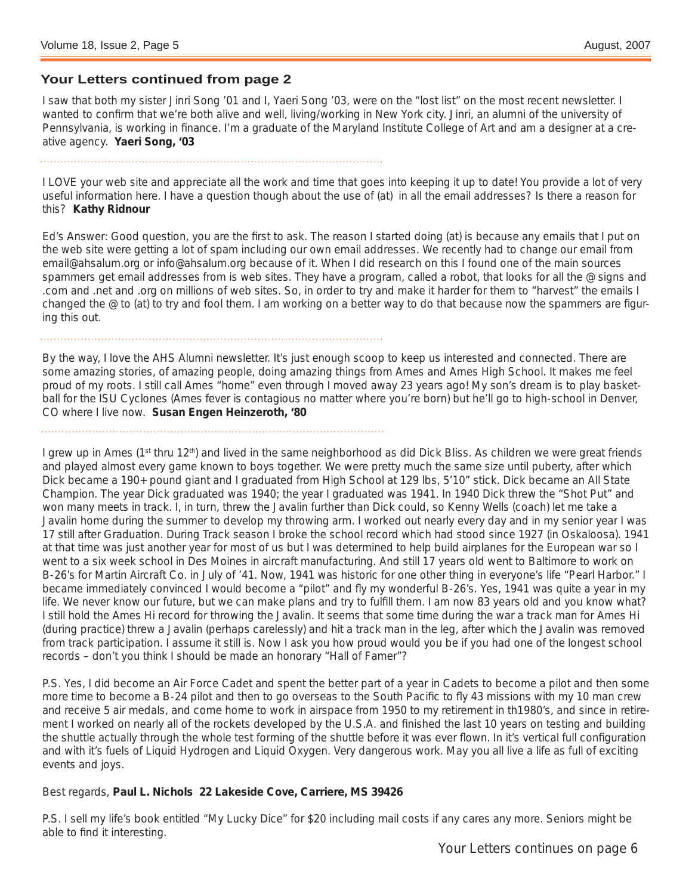## Your Letters continued from page 2

I saw that both my sister Jinri Song '01 and I, Yaeri Song '03, were on the "lost list" on the most recent newsletter. I wanted to confirm that we're both alive and well, living/working in New York city. Jinri, an alumni of the university of Pennsylvania, is working in finance. I'm a graduate of the Maryland Institute College of Art and am a designer at a creative agency. **Yaeri Song, '03**

---

I LOVE your web site and appreciate all the work and time that goes into keeping it up to date! You provide a lot of very useful information here. I have a question though about the use of (at) in all the email addresses? Is there a reason for this? **Kathy Ridnour**

Ed's Answer: Good question, you are the first to ask. The reason I started doing (at) is because any emails that I put on the web site were getting a lot of spam including our own email addresses. We recently had to change our email from email@ahsalum.org or info@ahsalum.org because of it. When I did research on this I found one of the main sources spammers get email addresses from is web sites. They have a program, called a robot, that looks for all the @ signs and .com and .net and .org on millions of web sites. So, in order to try and make it harder for them to "harvest" the emails I changed the @ to (at) to try and fool them. I am working on a better way to do that because now the spammers are figuring this out.

---

By the way, I love the AHS Alumni newsletter. It's just enough scoop to keep us interested and connected. There are some amazing stories, of amazing people, doing amazing things from Ames and Ames High School. It makes me feel proud of my roots. I still call Ames "home" even through I moved away 23 years ago! My son's dream is to play basketball for the ISU Cyclones (Ames fever is contagious no matter where you're born) but he'll go to high-school in Denver, CO where I live now. **Susan Engen Heinzeroth, '80**

---

I grew up in Ames (1st thru 12th) and lived in the same neighborhood as did Dick Bliss. As children we were great friends and played almost every game known to boys together. We were pretty much the same size until puberty, after which Dick became a 190+ pound giant and I graduated from High School at 129 lbs, 5'10" stick. Dick became an All State Champion. The year Dick graduated was 1940; the year I graduated was 1941. In 1940 Dick threw the "Shot Put" and won many meets in track. I, in turn, threw the Javalin further than Dick could, so Kenny Wells (coach) let me take a Javalin home during the summer to develop my throwing arm. I worked out nearly every day and in my senior year I was 17 still after Graduation. During Track season I broke the school record which had stood since 1927 (in Oskaloosa). 1941 at that time was just another year for most of us but I was determined to help build airplanes for the European war so I went to a six week school in Des Moines in aircraft manufacturing. And still 17 years old went to Baltimore to work on B-26's for Martin Aircraft Co. in July of '41. Now, 1941 was historic for one other thing in everyone's life "Pearl Harbor." I became immediately convinced I would become a "pilot" and fly my wonderful B-26's. Yes, 1941 was quite a year in my life. We never know our future, but we can make plans and try to fulfill them. I am now 83 years old and you know what? I still hold the Ames Hi record for throwing the Javalin. It seems that some time during the war a track man for Ames Hi (during practice) threw a Javalin (perhaps carelessly) and hit a track man in the leg, after which the Javalin was removed from track participation. I assume it still is. Now I ask you how proud would you be if you had one of the longest school records – don't you think I should be made an honorary "Hall of Famer"?

P.S. Yes, I did become an Air Force Cadet and spent the better part of a year in Cadets to become a pilot and then some more time to become a B-24 pilot and then to go overseas to the South Pacific to fly 43 missions with my 10 man crew and receive 5 air medals, and come home to work in airspace from 1950 to my retirement in th1980's, and since in retirement I worked on nearly all of the rockets developed by the U.S.A. and finished the last 10 years on testing and building the shuttle actually through the whole test forming of the shuttle before it was ever flown. In it's vertical full configuration and with it's fuels of Liquid Hydrogen and Liquid Oxygen. Very dangerous work. May you all live a life as full of exciting events and joys.

Best regards, **Paul L. Nichols 22 Lakeside Cove, Carriere, MS 39426**

P.S. I sell my life's book entitled "My Lucky Dice" for $20 including mail costs if any cares any more. Seniors might be able to find it interesting.

Your Letters continues on page 6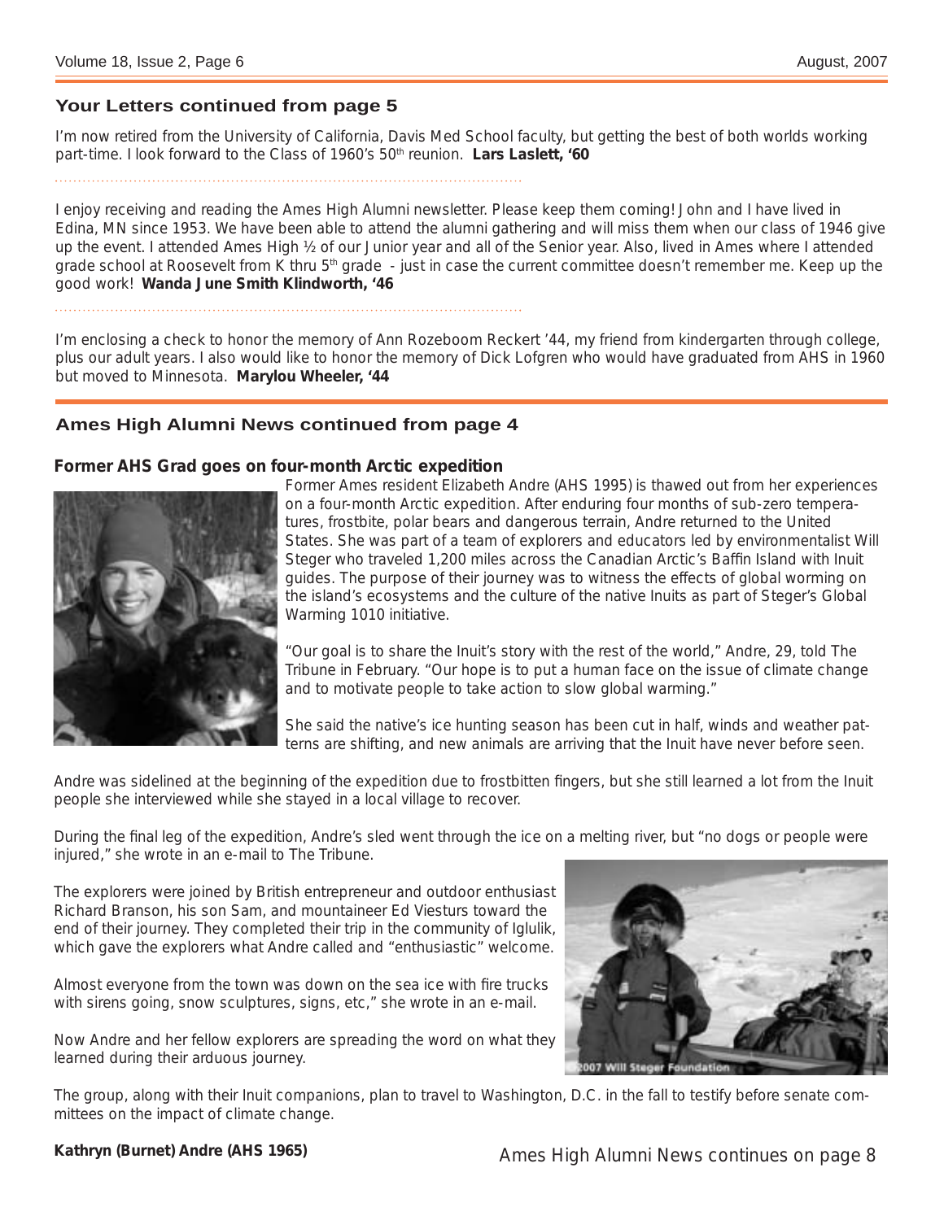## Your Letters continued from page 5

I'm now retired from the University of California, Davis Med School faculty, but getting the best of both worlds working part-time. I look forward to the Class of 1960's 50th reunion. **Lars Laslett, '60**

I enjoy receiving and reading the Ames High Alumni newsletter. Please keep them coming! John and I have lived in Edina, MN since 1953. We have been able to attend the alumni gathering and will miss them when our class of 1946 give up the event. I attended Ames High ½ of our Junior year and all of the Senior year. Also, lived in Ames where I attended grade school at Roosevelt from K thru 5th grade - just in case the current committee doesn't remember me. Keep up the good work! **Wanda June Smith Klindworth, '46**

I'm enclosing a check to honor the memory of Ann Rozeboom Reckert '44, my friend from kindergarten through college, plus our adult years. I also would like to honor the memory of Dick Lofgren who would have graduated from AHS in 1960 but moved to Minnesota. **Marylou Wheeler, '44**

## Ames High Alumni News continued from page 4

### Former AHS Grad goes on four-month Arctic expedition

Former Ames resident Elizabeth Andre (AHS 1995) is thawed out from her experiences on a four-month Arctic expedition. After enduring four months of sub-zero temperatures, frostbite, polar bears and dangerous terrain, Andre returned to the United States. She was part of a team of explorers and educators led by environmentalist Will Steger who traveled 1,200 miles across the Canadian Arctic's Baffin Island with Inuit guides. The purpose of their journey was to witness the effects of global worming on the island's ecosystems and the culture of the native Inuits as part of Steger's Global Warming 1010 initiative.

"Our goal is to share the Inuit's story with the rest of the world," Andre, 29, told The Tribune in February. "Our hope is to put a human face on the issue of climate change and to motivate people to take action to slow global warming."

She said the native's ice hunting season has been cut in half, winds and weather patterns are shifting, and new animals are arriving that the Inuit have never before seen.

Andre was sidelined at the beginning of the expedition due to frostbitten fingers, but she still learned a lot from the Inuit people she interviewed while she stayed in a local village to recover.

During the final leg of the expedition, Andre's sled went through the ice on a melting river, but "no dogs or people were injured," she wrote in an e-mail to The Tribune.

The explorers were joined by British entrepreneur and outdoor enthusiast Richard Branson, his son Sam, and mountaineer Ed Viesturs toward the end of their journey. They completed their trip in the community of Iglulik, which gave the explorers what Andre called and "enthusiastic" welcome.

Almost everyone from the town was down on the sea ice with fire trucks with sirens going, snow sculptures, signs, etc," she wrote in an e-mail.

Now Andre and her fellow explorers are spreading the word on what they learned during their arduous journey.

2007 Will Steger Foundation

The group, along with their Inuit companions, plan to travel to Washington, D.C. in the fall to testify before senate committees on the impact of climate change.

**Kathryn (Burnet) Andre (AHS 1965)**

Ames High Alumni News continues on page 8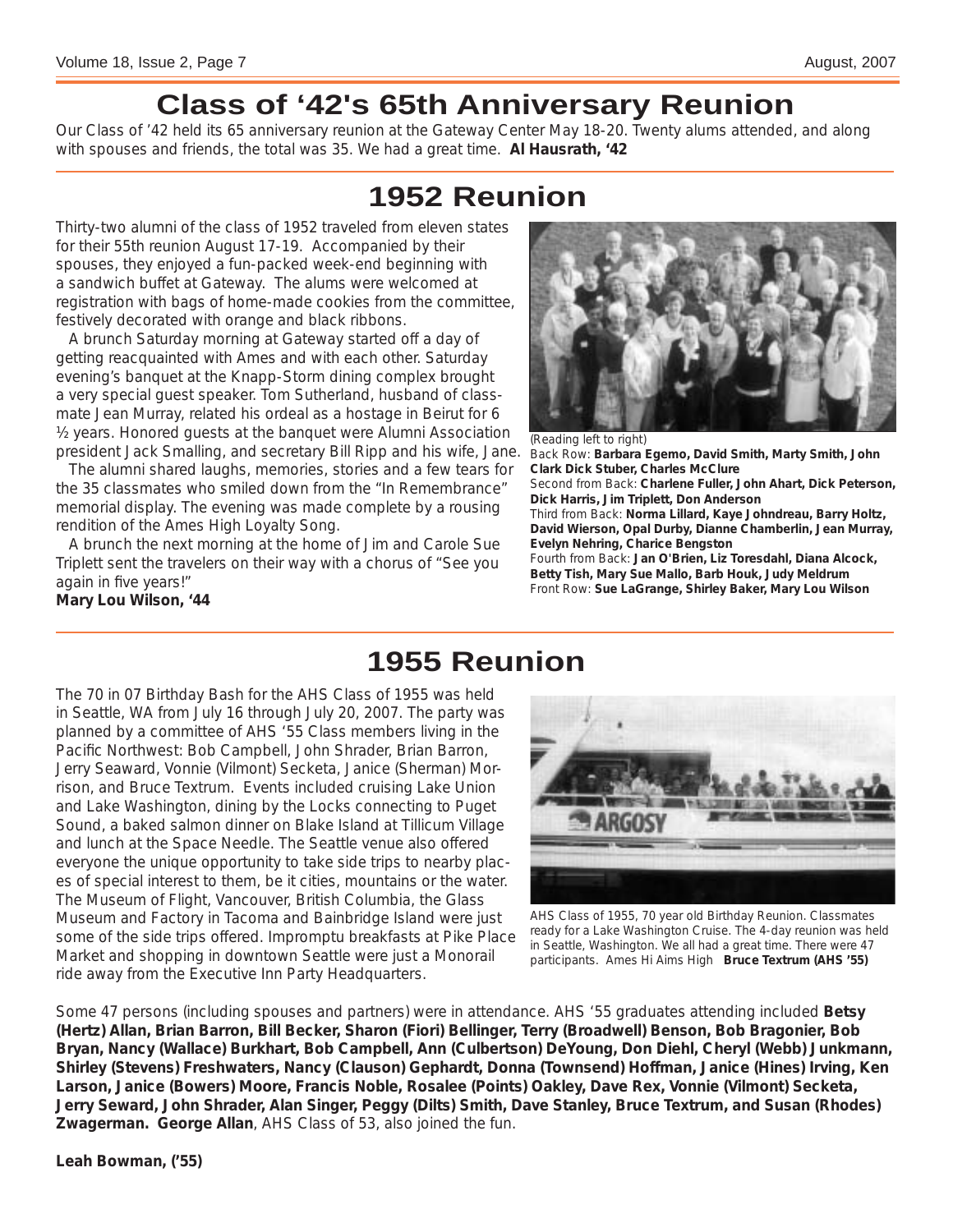# Class of '42's 65th Anniversary Reunion

Our Class of '42 held its 65 anniversary reunion at the Gateway Center May 18-20. Twenty alums attended, and along with spouses and friends, the total was 35. We had a great time. **Al Hausrath, '42**

# 1952 Reunion

Thirty-two alumni of the class of 1952 traveled from eleven states for their 55th reunion August 17-19. Accompanied by their spouses, they enjoyed a fun-packed week-end beginning with a sandwich buffet at Gateway. The alums were welcomed at registration with bags of home-made cookies from the committee, festively decorated with orange and black ribbons.

A brunch Saturday morning at Gateway started off a day of getting reacquainted with Ames and with each other. Saturday evening's banquet at the Knapp-Storm dining complex brought a very special guest speaker. Tom Sutherland, husband of classmate Jean Murray, related his ordeal as a hostage in Beirut for 6 ½ years. Honored guests at the banquet were Alumni Association president Jack Smalling, and secretary Bill Ripp and his wife, Jane.

The alumni shared laughs, memories, stories and a few tears for the 35 classmates who smiled down from the "In Remembrance" memorial display. The evening was made complete by a rousing rendition of the Ames High Loyalty Song.

A brunch the next morning at the home of Jim and Carole Sue Triplett sent the travelers on their way with a chorus of "See you again in five years!"

**Mary Lou Wilson, '44**

(Reading left to right)
Back Row: **Barbara Egemo, David Smith, Marty Smith, John Clark Dick Stuber, Charles McClure**
Second from Back: **Charlene Fuller, John Ahart, Dick Peterson, Dick Harris, Jim Triplett, Don Anderson**
Third from Back: **Norma Lillard, Kaye Johndreau, Barry Holtz, David Wierson, Opal Durby, Dianne Chamberlin, Jean Murray, Evelyn Nehring, Charice Bengston**
Fourth from Back: **Jan O'Brien, Liz Toresdahl, Diana Alcock, Betty Tish, Mary Sue Mallo, Barb Houk, Judy Meldrum**
Front Row: **Sue LaGrange, Shirley Baker, Mary Lou Wilson**

# 1955 Reunion

The 70 in 07 Birthday Bash for the AHS Class of 1955 was held in Seattle, WA from July 16 through July 20, 2007. The party was planned by a committee of AHS '55 Class members living in the Pacific Northwest: Bob Campbell, John Shrader, Brian Barron, Jerry Seaward, Vonnie (Vilmont) Secketa, Janice (Sherman) Morrison, and Bruce Textrum. Events included cruising Lake Union and Lake Washington, dining by the Locks connecting to Puget Sound, a baked salmon dinner on Blake Island at Tillicum Village and lunch at the Space Needle. The Seattle venue also offered everyone the unique opportunity to take side trips to nearby places of special interest to them, be it cities, mountains or the water. The Museum of Flight, Vancouver, British Columbia, the Glass Museum and Factory in Tacoma and Bainbridge Island were just some of the side trips offered. Impromptu breakfasts at Pike Place Market and shopping in downtown Seattle were just a Monorail ride away from the Executive Inn Party Headquarters.

AHS Class of 1955, 70 year old Birthday Reunion. Classmates ready for a Lake Washington Cruise. The 4-day reunion was held in Seattle, Washington. We all had a great time. There were 47 participants. Ames Hi Aims High **Bruce Textrum (AHS '55)**

Some 47 persons (including spouses and partners) were in attendance. AHS '55 graduates attending included **Betsy (Hertz) Allan, Brian Barron, Bill Becker, Sharon (Fiori) Bellinger, Terry (Broadwell) Benson, Bob Bragonier, Bob Bryan, Nancy (Wallace) Burkhart, Bob Campbell, Ann (Culbertson) DeYoung, Don Diehl, Cheryl (Webb) Junkmann, Shirley (Stevens) Freshwaters, Nancy (Clauson) Gephardt, Donna (Townsend) Hoffman, Janice (Hines) Irving, Ken Larson, Janice (Bowers) Moore, Francis Noble, Rosalee (Points) Oakley, Dave Rex, Vonnie (Vilmont) Secketa, Jerry Seward, John Shrader, Alan Singer, Peggy (Dilts) Smith, Dave Stanley, Bruce Textrum, and Susan (Rhodes) Zwagerman. George Allan**, AHS Class of 53, also joined the fun.

**Leah Bowman, ('55)**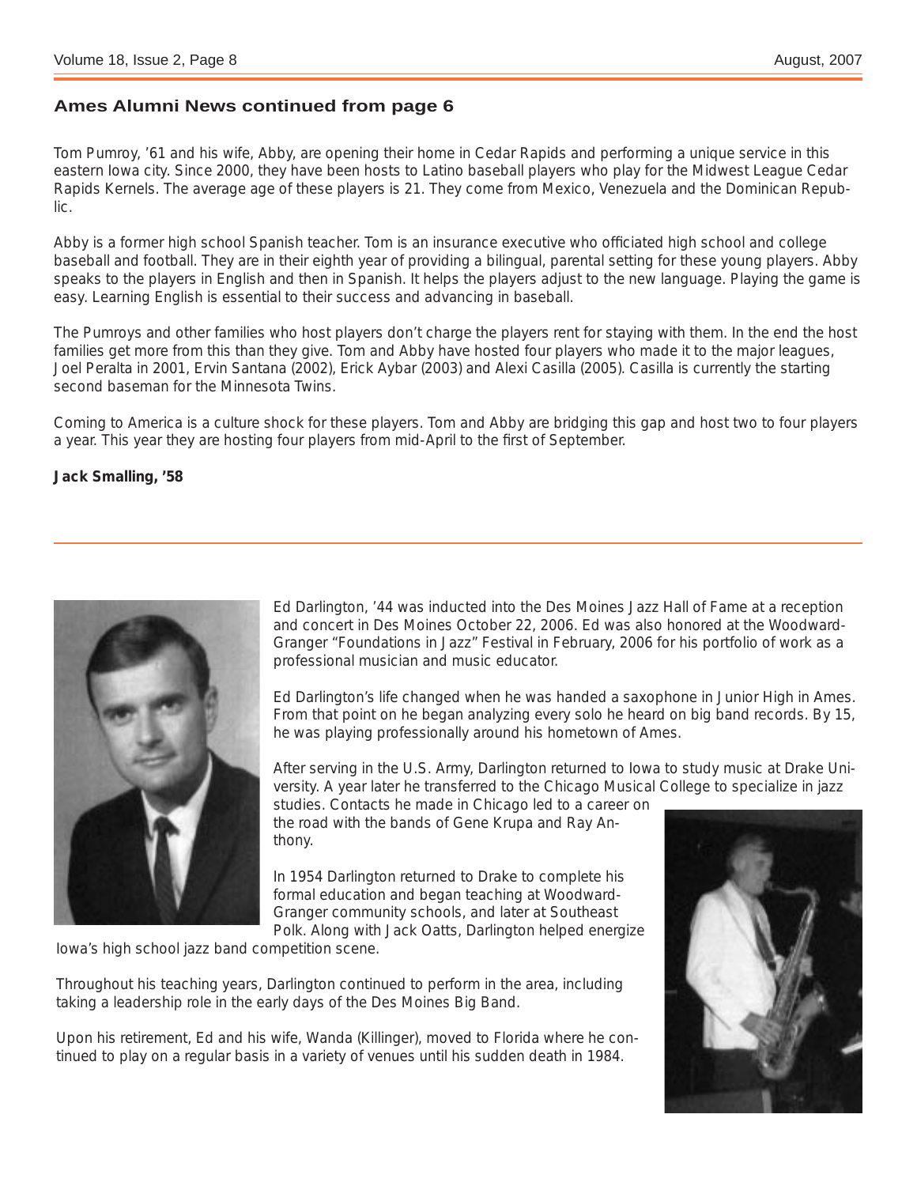## Ames Alumni News continued from page 6

Tom Pumroy, '61 and his wife, Abby, are opening their home in Cedar Rapids and performing a unique service in this eastern Iowa city. Since 2000, they have been hosts to Latino baseball players who play for the Midwest League Cedar Rapids Kernels. The average age of these players is 21. They come from Mexico, Venezuela and the Dominican Republic.

Abby is a former high school Spanish teacher. Tom is an insurance executive who officiated high school and college baseball and football. They are in their eighth year of providing a bilingual, parental setting for these young players. Abby speaks to the players in English and then in Spanish. It helps the players adjust to the new language. Playing the game is easy. Learning English is essential to their success and advancing in baseball.

The Pumroys and other families who host players don't charge the players rent for staying with them. In the end the host families get more from this than they give. Tom and Abby have hosted four players who made it to the major leagues, Joel Peralta in 2001, Ervin Santana (2002), Erick Aybar (2003) and Alexi Casilla (2005). Casilla is currently the starting second baseman for the Minnesota Twins.

Coming to America is a culture shock for these players. Tom and Abby are bridging this gap and host two to four players a year. This year they are hosting four players from mid-April to the first of September.

**Jack Smalling, '58**

---

Ed Darlington, '44 was inducted into the Des Moines Jazz Hall of Fame at a reception and concert in Des Moines October 22, 2006. Ed was also honored at the Woodward-Granger "Foundations in Jazz" Festival in February, 2006 for his portfolio of work as a professional musician and music educator.

Ed Darlington's life changed when he was handed a saxophone in Junior High in Ames. From that point on he began analyzing every solo he heard on big band records. By 15, he was playing professionally around his hometown of Ames.

After serving in the U.S. Army, Darlington returned to Iowa to study music at Drake University. A year later he transferred to the Chicago Musical College to specialize in jazz studies. Contacts he made in Chicago led to a career on the road with the bands of Gene Krupa and Ray Anthony.

In 1954 Darlington returned to Drake to complete his formal education and began teaching at Woodward-Granger community schools, and later at Southeast Polk. Along with Jack Oatts, Darlington helped energize Iowa's high school jazz band competition scene.

Throughout his teaching years, Darlington continued to perform in the area, including taking a leadership role in the early days of the Des Moines Big Band.

Upon his retirement, Ed and his wife, Wanda (Killinger), moved to Florida where he continued to play on a regular basis in a variety of venues until his sudden death in 1984.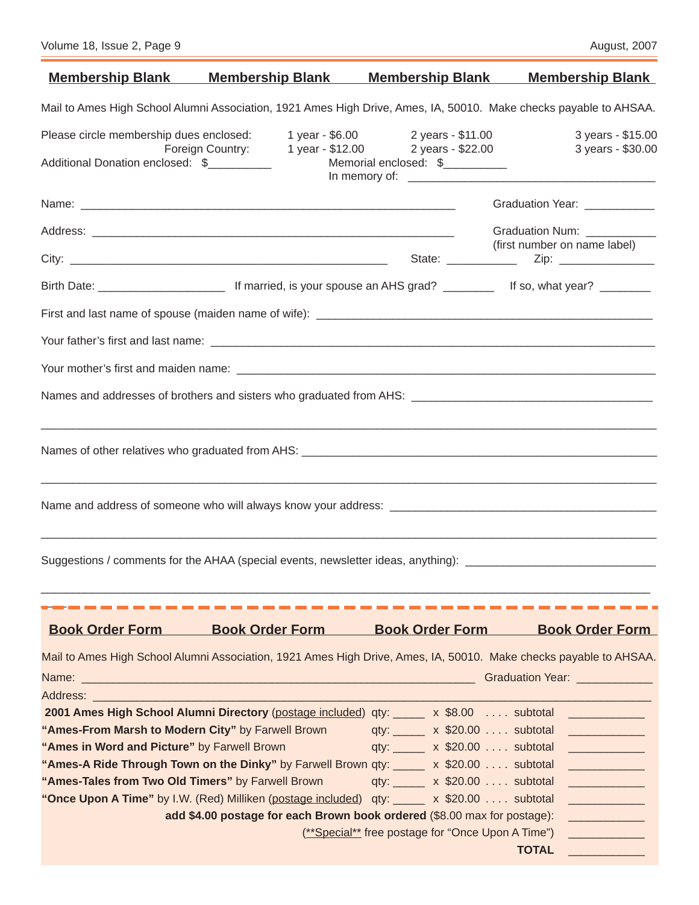## Membership Blank    Membership Blank    Membership Blank    Membership Blank

Mail to Ames High School Alumni Association, 1921 Ames High Drive, Ames, IA, 50010. Make checks payable to AHSAA.

Please circle membership dues enclosed: 1 year - $6.00   2 years - $11.00   3 years - $15.00

Foreign Country: 1 year - $12.00   2 years - $22.00   3 years - $30.00

Additional Donation enclosed: $__________   Memorial enclosed: $__________

In memory of: ________________________________________

Name: ______________________________________________________________   Graduation Year: ___________

Address: ____________________________________________________________   Graduation Num: ___________ (first number on name label)

City: ____________________________________________________   State: ___________   Zip: _______________

Birth Date: ____________________   If married, is your spouse an AHS grad? ________   If so, what year? ________

First and last name of spouse (maiden name of wife): ______________________________________________________

Your father's first and last name: ________________________________________________________________________

Your mother's first and maiden name: _____________________________________________________________________

Names and addresses of brothers and sisters who graduated from AHS: ______________________________________

_____________________________________________________________________________________________________

Names of other relatives who graduated from AHS: ___________________________________________________________

_____________________________________________________________________________________________________

Name and address of someone who will always know your address: ___________________________________________

_____________________________________________________________________________________________________

Suggestions / comments for the AHAA (special events, newsletter ideas, anything): ______________________________

_____________________________________________________________________________________________________

## Book Order Form    Book Order Form    Book Order Form    Book Order Form

Mail to Ames High School Alumni Association, 1921 Ames High Drive, Ames, IA, 50010. Make checks payable to AHSAA.

Name: _______________________________________________________________   Graduation Year: ____________

Address: _____________________________________________________________________________________________

| Item | Qty | Price | Subtotal |
|---|---|---|---|
| **2001 Ames High School Alumni Directory** (postage included) | qty: _____ | x $8.00 . . . . subtotal | ____________ |
| **"Ames-From Marsh to Modern City"** by Farwell Brown | qty: _____ | x $20.00 . . . . subtotal | ____________ |
| **"Ames in Word and Picture"** by Farwell Brown | qty: _____ | x $20.00 . . . . subtotal | ____________ |
| **"Ames-A Ride Through Town on the Dinky"** by Farwell Brown | qty: _____ | x $20.00 . . . . subtotal | ____________ |
| **"Ames-Tales from Two Old Timers"** by Farwell Brown | qty: _____ | x $20.00 . . . . subtotal | ____________ |
| **"Once Upon A Time"** by I.W. (Red) Milliken (postage included) | qty: _____ | x $20.00 . . . . subtotal | ____________ |
| **add $4.00 postage for each Brown book ordered** ($8.00 max for postage): | | | ____________ |
| (**Special** free postage for "Once Upon A Time") | | | ____________ |
| **TOTAL** | | | ____________ |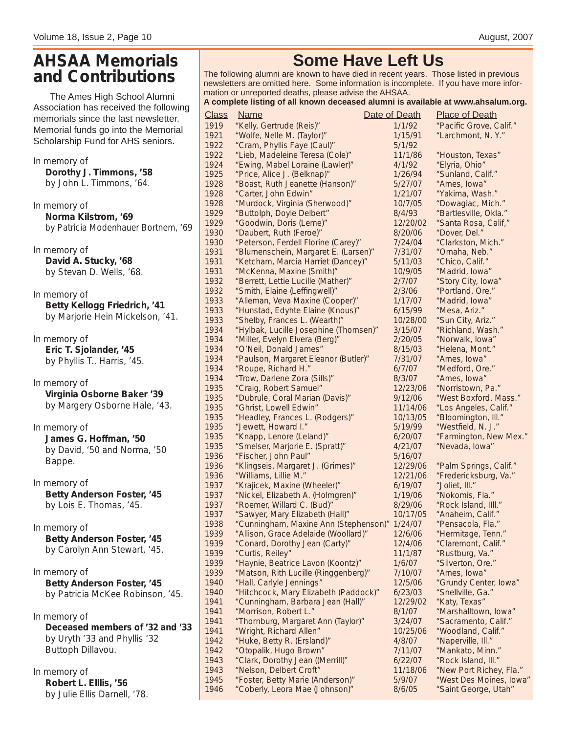# AHSAA Memorials and Contributions

The Ames High School Alumni Association has received the following memorials since the last newsletter. Memorial funds go into the Memorial Scholarship Fund for AHS seniors.

In memory of
**Dorothy J. Timmons, '58**
by John L. Timmons, '64.

In memory of
**Norma Kilstrom, '69**
by Patricia Modenhauer Bortnem, '69

In memory of
**David A. Stucky, '68**
by Stevan D. Wells, '68.

In memory of
**Betty Kellogg Friedrich, '41**
by Marjorie Hein Mickelson, '41.

In memory of
**Eric T. Sjolander, '45**
by Phyllis T.. Harris, '45.

In memory of
**Virginia Osborne Baker '39**
by Margery Osborne Hale, '43.

In memory of
**James G. Hoffman, '50**
by David, '50 and Norma, '50 Bappe.

In memory of
**Betty Anderson Foster, '45**
by Lois E. Thomas, '45.

In memory of
**Betty Anderson Foster, '45**
by Carolyn Ann Stewart, '45.

In memory of
**Betty Anderson Foster, '45**
by Patricia McKee Robinson, '45.

In memory of
**Deceased members of '32 and '33**
by Uryth '33 and Phyllis '32 Buttoph Dillavou.

In memory of
**Robert L. Elllis, '56**
by Julie Ellis Darnell, '78.

# Some Have Left Us

The following alumni are known to have died in recent years. Those listed in previous newsletters are omitted here. Some information is incomplete. If you have more information or unreported deaths, please advise the AHSAA.

**A complete listing of all known deceased alumni is available at www.ahsalum.org.**

| Class | Name | Date of Death | Place of Death |
|---|---|---|---|
| 1919 | "Kelly, Gertrude (Reis)" | 1/1/92 | "Pacific Grove, Calif." |
| 1921 | "Wolfe, Nelle M. (Taylor)" | 1/15/91 | "Larchmont, N. Y." |
| 1922 | "Cram, Phyllis Faye (Caul)" | 5/1/92 | |
| 1922 | "Lieb, Madeleine Teresa (Cole)" | 11/1/86 | "Houston, Texas" |
| 1924 | "Ewing, Mabel Loraine (Lawler)" | 4/1/92 | "Elyria, Ohio" |
| 1925 | "Price, Alice J. (Belknap)" | 1/26/94 | "Sunland, Calif." |
| 1928 | "Boast, Ruth Jeanette (Hanson)" | 5/27/07 | "Ames, Iowa" |
| 1928 | "Carter, John Edwin" | 1/21/07 | "Yakima, Wash." |
| 1928 | "Murdock, Virginia (Sherwood)" | 10/7/05 | "Dowagiac, Mich." |
| 1929 | "Buttolph, Doyle Delbert" | 8/4/93 | "Bartlesville, Okla." |
| 1929 | "Goodwin, Doris (Leme)" | 12/20/02 | "Santa Rosa, Calif," |
| 1930 | "Daubert, Ruth (Feroe)" | 8/20/06 | "Dover, Del." |
| 1930 | "Peterson, Ferdell Florine (Carey)" | 7/24/04 | "Clarkston, Mich." |
| 1931 | "Blumenschein, Margaret E. (Larsen)" | 7/31/07 | "Omaha, Neb." |
| 1931 | "Ketcham, Marcia Harriet (Dancey)" | 5/11/03 | "Chico, Calif." |
| 1931 | "McKenna, Maxine (Smith)" | 10/9/05 | "Madrid, Iowa" |
| 1932 | "Berrett, Lettie Lucille (Mather)" | 2/7/07 | "Story City, Iowa" |
| 1932 | "Smith, Elaine (Leffingwell)" | 2/3/06 | "Portland, Ore." |
| 1933 | "Alleman, Veva Maxine (Cooper)" | 1/17/07 | "Madrid, Iowa" |
| 1933 | "Hunstad, Edyhte Elaine (Knous)" | 6/15/99 | "Mesa, Ariz." |
| 1933 | "Shelby, Frances L. (Wearth)" | 10/28/00 | "Sun City, Ariz." |
| 1934 | "Hylbak, Lucille Josephine (Thomsen)" | 3/15/07 | "Richland, Wash." |
| 1934 | "Miller, Evelyn Elvera (Berg)" | 2/20/05 | "Norwalk, Iowa" |
| 1934 | "O'Neil, Donald James" | 8/15/03 | "Helena, Mont." |
| 1934 | "Paulson, Margaret Eleanor (Butler)" | 7/31/07 | "Ames, Iowa" |
| 1934 | "Roupe, Richard H." | 6/7/07 | "Medford, Ore." |
| 1934 | "Trow, Darlene Zora (Sills)" | 8/3/07 | "Ames, Iowa" |
| 1935 | "Craig, Robert Samuel" | 12/23/06 | "Norristown, Pa." |
| 1935 | "Dubrule, Coral Marian (Davis)" | 9/12/06 | "West Boxford, Mass." |
| 1935 | "Ghrist, Lowell Edwin" | 11/14/06 | "Los Angeles, Calif." |
| 1935 | "Headley, Frances L. (Rodgers)" | 10/13/05 | "Bloomington, Ill." |
| 1935 | "Jewett, Howard I." | 5/19/99 | "Westfield, N. J." |
| 1935 | "Knapp, Lenore (Leland)" | 6/20/07 | "Farmington, New Mex." |
| 1935 | "Smelser, Marjorie E. (Spratt)" | 4/21/07 | "Nevada, Iowa" |
| 1936 | "Fischer, John Paul" | 5/16/07 | |
| 1936 | "Klingseis, Margaret J. (Grimes)" | 12/29/06 | "Palm Springs, Calif." |
| 1936 | "Williams, Lillie M." | 12/21/06 | "Fredericksburg, Va." |
| 1937 | "Krajicek, Maxine (Wheeler)" | 6/19/07 | "Joliet, Ill." |
| 1937 | "Nickel, Elizabeth A. (Holmgren)" | 1/19/06 | "Nokomis, Fla." |
| 1937 | "Roemer, Willard C. (Bud)" | 8/29/06 | "Rock Island, Illl." |
| 1937 | "Sawyer, Mary Elizabeth (Hall)" | 10/17/05 | "Anaheim, Calif." |
| 1938 | "Cunningham, Maxine Ann (Stephenson)" | 1/24/07 | "Pensacola, Fla." |
| 1939 | "Allison, Grace Adelaide (Woollard)" | 12/6/06 | "Hermitage, Tenn." |
| 1939 | "Conard, Dorothy Jean (Carty)" | 12/4/06 | "Claremont, Calif." |
| 1939 | "Curtis, Reiley" | 11/1/87 | "Rustburg, Va." |
| 1939 | "Haynie, Beatrice Lavon (Koontz)" | 1/6/07 | "Silverton, Ore." |
| 1939 | "Matson, Rith Lucille (Ringgenberg)" | 7/10/07 | "Ames, Iowa" |
| 1940 | "Hall, Carlyle Jennings" | 12/5/06 | "Grundy Center, Iowa" |
| 1940 | "Hitchcock, Mary Elizabeth (Paddock)" | 6/23/03 | "Snellville, Ga." |
| 1941 | "Cunningham, Barbara Jean (Hall)" | 12/29/02 | "Katy, Texas" |
| 1941 | "Morrison, Robert L." | 8/1/07 | "Marshalltown, Iowa" |
| 1941 | "Thornburg, Margaret Ann (Taylor)" | 3/24/07 | "Sacramento, Calif." |
| 1941 | "Wright, Richard Allen" | 10/25/06 | "Woodland, Calif." |
| 1942 | "Huke, Betty R. (Ersland)" | 4/8/07 | "Naperville, Ill." |
| 1942 | "Otopalik, Hugo Brown" | 7/11/07 | "Mankato, Minn." |
| 1943 | "Clark, Dorothy Jean ((Merrill)" | 6/22/07 | "Rock Island, Ill." |
| 1943 | "Nelson, Delbert Croft" | 11/18/06 | "New Port Richey, Fla." |
| 1945 | "Foster, Betty Marie (Anderson)" | 5/9/07 | "West Des Moines, Iowa" |
| 1946 | "Coberly, Leora Mae (Johnson)" | 8/6/05 | "Saint George, Utah" |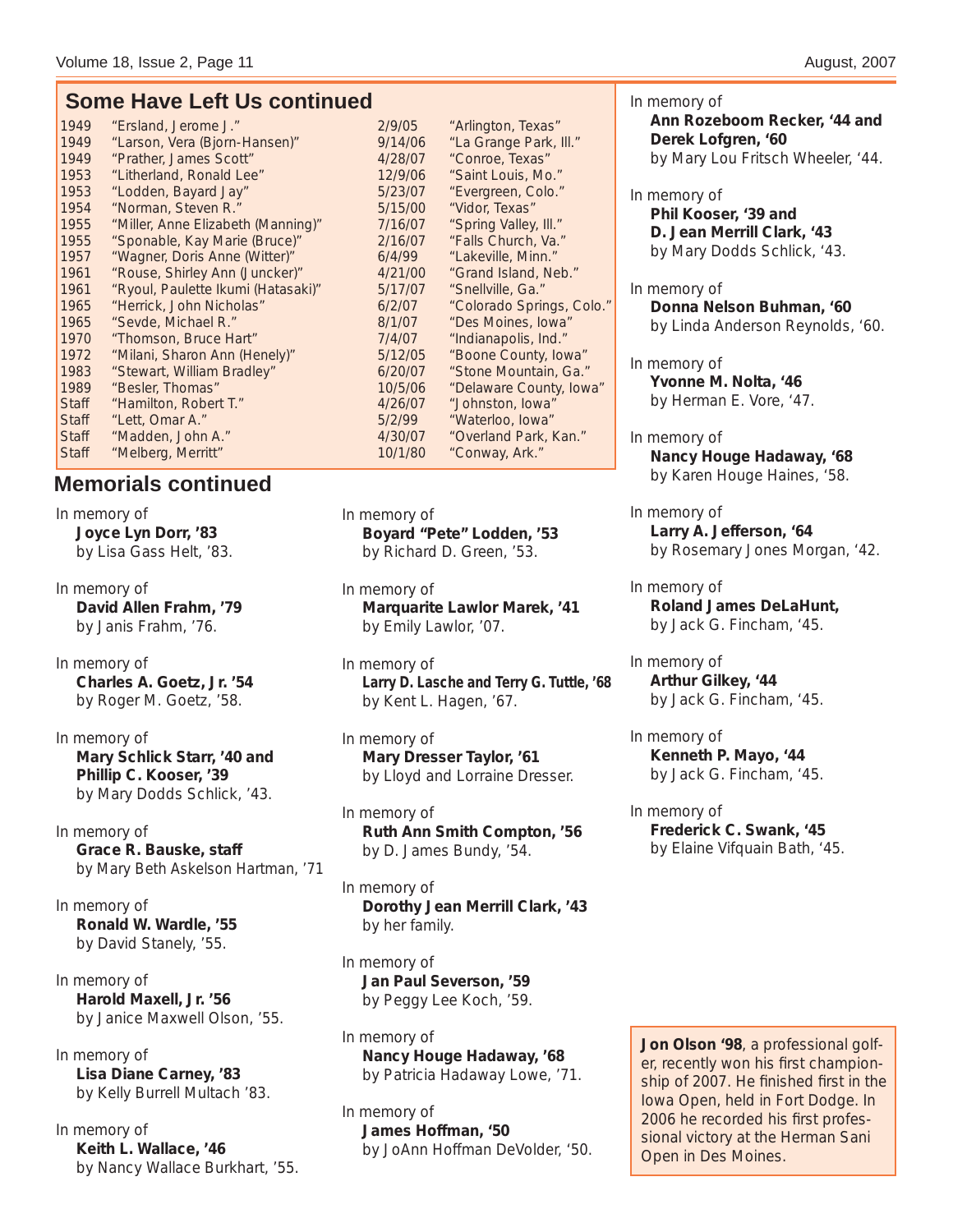## Some Have Left Us continued

| | | | |
|---|---|---|---|
| 1949 | "Ersland, Jerome J." | 2/9/05 | "Arlington, Texas" |
| 1949 | "Larson, Vera (Bjorn-Hansen)" | 9/14/06 | "La Grange Park, Ill." |
| 1949 | "Prather, James Scott" | 4/28/07 | "Conroe, Texas" |
| 1953 | "Litherland, Ronald Lee" | 12/9/06 | "Saint Louis, Mo." |
| 1953 | "Lodden, Bayard Jay" | 5/23/07 | "Evergreen, Colo." |
| 1954 | "Norman, Steven R." | 5/15/00 | "Vidor, Texas" |
| 1955 | "Miller, Anne Elizabeth (Manning)" | 7/16/07 | "Spring Valley, Ill." |
| 1955 | "Sponable, Kay Marie (Bruce)" | 2/16/07 | "Falls Church, Va." |
| 1957 | "Wagner, Doris Anne (Witter)" | 6/4/99 | "Lakeville, Minn." |
| 1961 | "Rouse, Shirley Ann (Juncker)" | 4/21/00 | "Grand Island, Neb." |
| 1961 | "Ryoul, Paulette Ikumi (Hatasaki)" | 5/17/07 | "Snellville, Ga." |
| 1965 | "Herrick, John Nicholas" | 6/2/07 | "Colorado Springs, Colo." |
| 1965 | "Sevde, Michael R." | 8/1/07 | "Des Moines, Iowa" |
| 1970 | "Thomson, Bruce Hart" | 7/4/07 | "Indianapolis, Ind." |
| 1972 | "Milani, Sharon Ann (Henely)" | 5/12/05 | "Boone County, Iowa" |
| 1983 | "Stewart, William Bradley" | 6/20/07 | "Stone Mountain, Ga." |
| 1989 | "Besler, Thomas" | 10/5/06 | "Delaware County, Iowa" |
| Staff | "Hamilton, Robert T." | 4/26/07 | "Johnston, Iowa" |
| Staff | "Lett, Omar A." | 5/2/99 | "Waterloo, Iowa" |
| Staff | "Madden, John A." | 4/30/07 | "Overland Park, Kan." |
| Staff | "Melberg, Merritt" | 10/1/80 | "Conway, Ark." |

## Memorials continued

In memory of
**Joyce Lyn Dorr, '83**
by Lisa Gass Helt, '83.

In memory of
**David Allen Frahm, '79**
by Janis Frahm, '76.

In memory of
**Charles A. Goetz, Jr. '54**
by Roger M. Goetz, '58.

In memory of
**Mary Schlick Starr, '40 and Phillip C. Kooser, '39**
by Mary Dodds Schlick, '43.

In memory of
**Grace R. Bauske, staff**
by Mary Beth Askelson Hartman, '71

In memory of
**Ronald W. Wardle, '55**
by David Stanely, '55.

In memory of
**Harold Maxell, Jr. '56**
by Janice Maxwell Olson, '55.

In memory of
**Lisa Diane Carney, '83**
by Kelly Burrell Multach '83.

In memory of
**Keith L. Wallace, '46**
by Nancy Wallace Burkhart, '55.

In memory of
**Boyard "Pete" Lodden, '53**
by Richard D. Green, '53.

In memory of
**Marquarite Lawlor Marek, '41**
by Emily Lawlor, '07.

In memory of
**Larry D. Lasche and Terry G. Tuttle, '68**
by Kent L. Hagen, '67.

In memory of
**Mary Dresser Taylor, '61**
by Lloyd and Lorraine Dresser.

In memory of
**Ruth Ann Smith Compton, '56**
by D. James Bundy, '54.

In memory of
**Dorothy Jean Merrill Clark, '43**
by her family.

In memory of
**Jan Paul Severson, '59**
by Peggy Lee Koch, '59.

In memory of
**Nancy Houge Hadaway, '68**
by Patricia Hadaway Lowe, '71.

In memory of
**James Hoffman, '50**
by JoAnn Hoffman DeVolder, '50.

In memory of
**Ann Rozeboom Recker, '44 and Derek Lofgren, '60**
by Mary Lou Fritsch Wheeler, '44.

In memory of
**Phil Kooser, '39 and D. Jean Merrill Clark, '43**
by Mary Dodds Schlick, '43.

In memory of
**Donna Nelson Buhman, '60**
by Linda Anderson Reynolds, '60.

In memory of
**Yvonne M. Nolta, '46**
by Herman E. Vore, '47.

In memory of
**Nancy Houge Hadaway, '68**
by Karen Houge Haines, '58.

In memory of
**Larry A. Jefferson, '64**
by Rosemary Jones Morgan, '42.

In memory of
**Roland James DeLaHunt,**
by Jack G. Fincham, '45.

In memory of
**Arthur Gilkey, '44**
by Jack G. Fincham, '45.

In memory of
**Kenneth P. Mayo, '44**
by Jack G. Fincham, '45.

In memory of
**Frederick C. Swank, '45**
by Elaine Vifquain Bath, '45.

**Jon Olson '98**, a professional golfer, recently won his first championship of 2007. He finished first in the Iowa Open, held in Fort Dodge. In 2006 he recorded his first professional victory at the Herman Sani Open in Des Moines.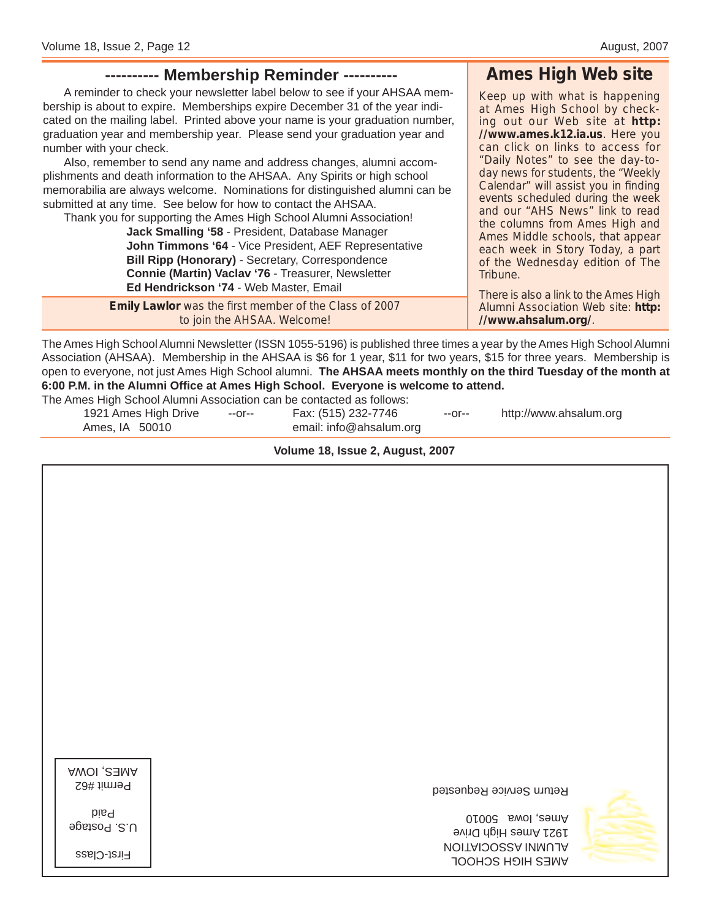## ---------- Membership Reminder ----------

A reminder to check your newsletter label below to see if your AHSAA membership is about to expire. Memberships expire December 31 of the year indicated on the mailing label. Printed above your name is your graduation number, graduation year and membership year. Please send your graduation year and number with your check.

Also, remember to send any name and address changes, alumni accomplishments and death information to the AHSAA. Any Spirits or high school memorabilia are always welcome. Nominations for distinguished alumni can be submitted at any time. See below for how to contact the AHSAA.

Thank you for supporting the Ames High School Alumni Association!

**Jack Smalling '58** - President, Database Manager
**John Timmons '64** - Vice President, AEF Representative
**Bill Ripp (Honorary)** - Secretary, Correspondence
**Connie (Martin) Vaclav '76** - Treasurer, Newsletter
**Ed Hendrickson '74** - Web Master, Email

**Emily Lawlor** was the first member of the Class of 2007 to join the AHSAA. Welcome!

## Ames High Web site

Keep up with what is happening at Ames High School by checking out our Web site at **http://www.ames.k12.ia.us**. Here you can click on links to access for "Daily Notes" to see the day-to-day news for students, the "Weekly Calendar" will assist you in finding events scheduled during the week and our "AHS News" link to read the columns from Ames High and Ames Middle schools, that appear each week in Story Today, a part of the Wednesday edition of The Tribune.

There is also a link to the Ames High Alumni Association Web site: **http://www.ahsalum.org/**.

The Ames High School Alumni Newsletter (ISSN 1055-5196) is published three times a year by the Ames High School Alumni Association (AHSAA). Membership in the AHSAA is $6 for 1 year, $11 for two years, $15 for three years. Membership is open to everyone, not just Ames High School alumni. **The AHSAA meets monthly on the third Tuesday of the month at 6:00 P.M. in the Alumni Office at Ames High School. Everyone is welcome to attend.**

The Ames High School Alumni Association can be contacted as follows:

1921 Ames High Drive
Ames, IA 50010

--or--

Fax: (515) 232-7746
email: info@ahsalum.org

--or--

http://www.ahsalum.org

**Volume 18, Issue 2, August, 2007**

AMES HIGH SCHOOL
ALUMNI ASSOCIATION
1921 Ames High Drive
Ames, Iowa 50010

Return Service Requested

First-Class
U.S. Postage
Paid
Permit #62
AMES, IOWA